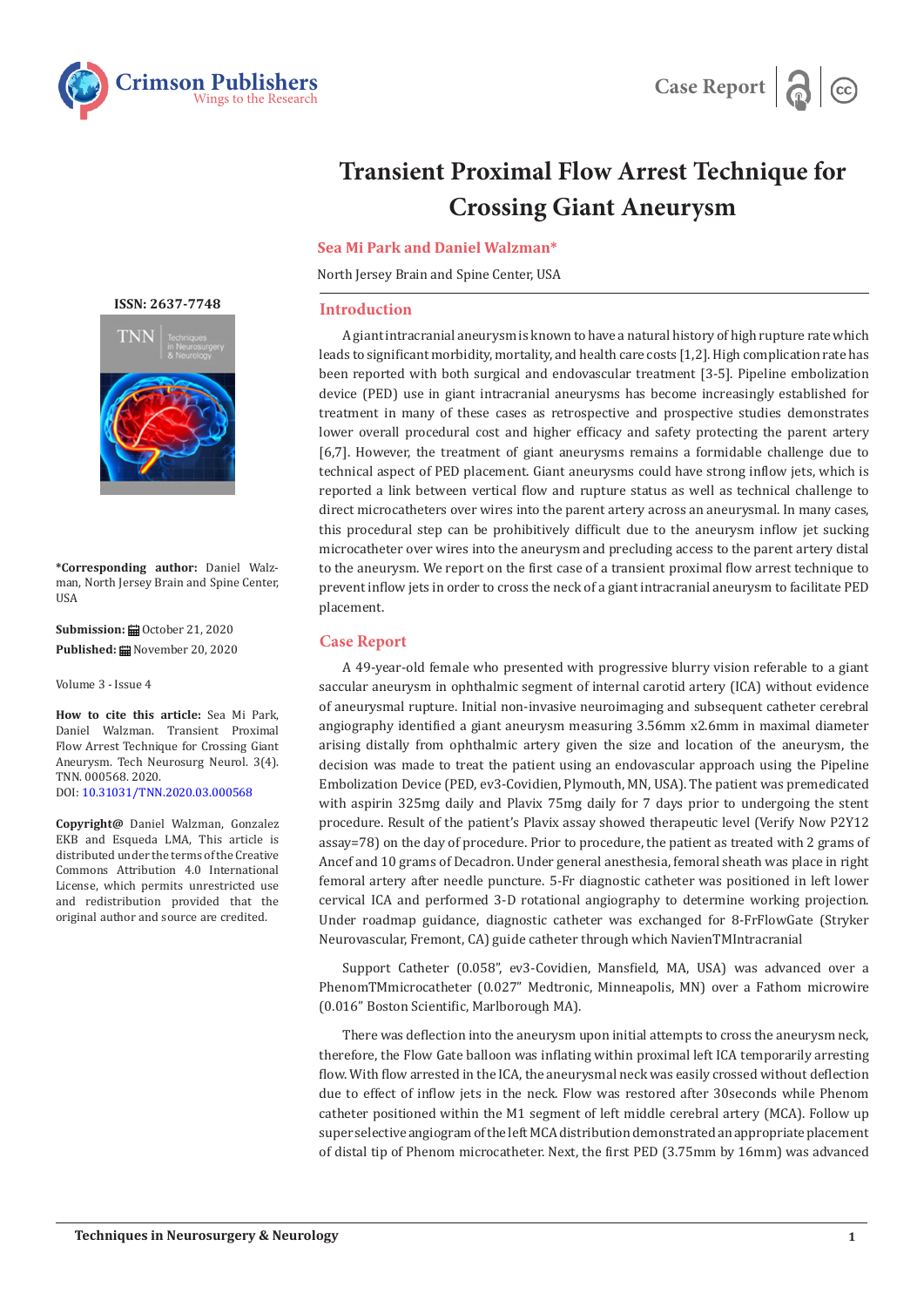# Transient Proximal Flow Arrest Technique for Crossing Giant Aneurysm

**Sea Mi Park and Daniel Walzman***

North Jersey Brain and Spine Center, USA

**ISSN: 2637-7748**

**\*Corresponding author:** Daniel Walzman, North Jersey Brain and Spine Center, USA

**Submission:** October 21, 2020
**Published:** November 20, 2020

Volume 3 - Issue 4

**How to cite this article:** Sea Mi Park, Daniel Walzman. Transient Proximal Flow Arrest Technique for Crossing Giant Aneurysm. Tech Neurosurg Neurol. 3(4). TNN. 000568. 2020.
DOI: 10.31031/TNN.2020.03.000568

**Copyright@** Daniel Walzman, Gonzalez EKB and Esqueda LMA, This article is distributed under the terms of the Creative Commons Attribution 4.0 International License, which permits unrestricted use and redistribution provided that the original author and source are credited.

## Introduction

A giant intracranial aneurysm is known to have a natural history of high rupture rate which leads to significant morbidity, mortality, and health care costs [1,2]. High complication rate has been reported with both surgical and endovascular treatment [3-5]. Pipeline embolization device (PED) use in giant intracranial aneurysms has become increasingly established for treatment in many of these cases as retrospective and prospective studies demonstrates lower overall procedural cost and higher efficacy and safety protecting the parent artery [6,7]. However, the treatment of giant aneurysms remains a formidable challenge due to technical aspect of PED placement. Giant aneurysms could have strong inflow jets, which is reported a link between vertical flow and rupture status as well as technical challenge to direct microcatheters over wires into the parent artery across an aneurysmal. In many cases, this procedural step can be prohibitively difficult due to the aneurysm inflow jet sucking microcatheter over wires into the aneurysm and precluding access to the parent artery distal to the aneurysm. We report on the first case of a transient proximal flow arrest technique to prevent inflow jets in order to cross the neck of a giant intracranial aneurysm to facilitate PED placement.

## Case Report

A 49-year-old female who presented with progressive blurry vision referable to a giant saccular aneurysm in ophthalmic segment of internal carotid artery (ICA) without evidence of aneurysmal rupture. Initial non-invasive neuroimaging and subsequent catheter cerebral angiography identified a giant aneurysm measuring 3.56mm x2.6mm in maximal diameter arising distally from ophthalmic artery given the size and location of the aneurysm, the decision was made to treat the patient using an endovascular approach using the Pipeline Embolization Device (PED, ev3-Covidien, Plymouth, MN, USA). The patient was premedicated with aspirin 325mg daily and Plavix 75mg daily for 7 days prior to undergoing the stent procedure. Result of the patient's Plavix assay showed therapeutic level (Verify Now P2Y12 assay=78) on the day of procedure. Prior to procedure, the patient as treated with 2 grams of Ancef and 10 grams of Decadron. Under general anesthesia, femoral sheath was place in right femoral artery after needle puncture. 5-Fr diagnostic catheter was positioned in left lower cervical ICA and performed 3-D rotational angiography to determine working projection. Under roadmap guidance, diagnostic catheter was exchanged for 8-FrFlowGate (Stryker Neurovascular, Fremont, CA) guide catheter through which NavienTMIntracranial

Support Catheter (0.058", ev3-Covidien, Mansfield, MA, USA) was advanced over a PhenomTMmicrocatheter (0.027" Medtronic, Minneapolis, MN) over a Fathom microwire (0.016" Boston Scientific, Marlborough MA).

There was deflection into the aneurysm upon initial attempts to cross the aneurysm neck, therefore, the Flow Gate balloon was inflating within proximal left ICA temporarily arresting flow. With flow arrested in the ICA, the aneurysmal neck was easily crossed without deflection due to effect of inflow jets in the neck. Flow was restored after 30seconds while Phenom catheter positioned within the M1 segment of left middle cerebral artery (MCA). Follow up superselective angiogram of the left MCA distribution demonstrated an appropriate placement of distal tip of Phenom microcatheter. Next, the first PED (3.75mm by 16mm) was advanced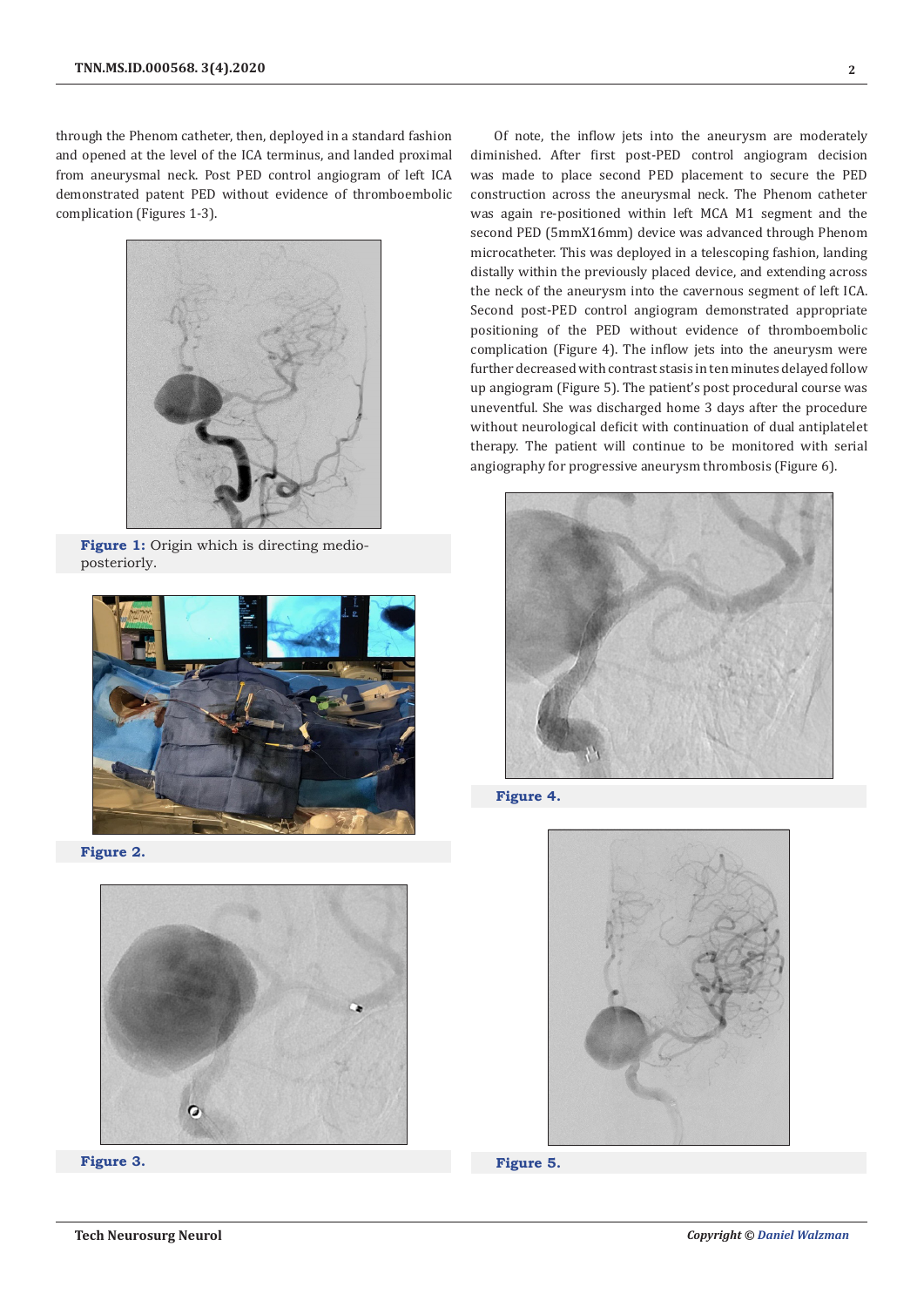through the Phenom catheter, then, deployed in a standard fashion and opened at the level of the ICA terminus, and landed proximal from aneurysmal neck. Post PED control angiogram of left ICA demonstrated patent PED without evidence of thromboembolic complication (Figures 1-3).

**Figure 1:** Origin which is directing medio-posteriorly.

**Figure 2.**

**Figure 3.**

Of note, the inflow jets into the aneurysm are moderately diminished. After first post-PED control angiogram decision was made to place second PED placement to secure the PED construction across the aneurysmal neck. The Phenom catheter was again re-positioned within left MCA M1 segment and the second PED (5mmX16mm) device was advanced through Phenom microcatheter. This was deployed in a telescoping fashion, landing distally within the previously placed device, and extending across the neck of the aneurysm into the cavernous segment of left ICA. Second post-PED control angiogram demonstrated appropriate positioning of the PED without evidence of thromboembolic complication (Figure 4). The inflow jets into the aneurysm were further decreased with contrast stasis in ten minutes delayed follow up angiogram (Figure 5). The patient's post procedural course was uneventful. She was discharged home 3 days after the procedure without neurological deficit with continuation of dual antiplatelet therapy. The patient will continue to be monitored with serial angiography for progressive aneurysm thrombosis (Figure 6).

**Figure 4.**

**Figure 5.**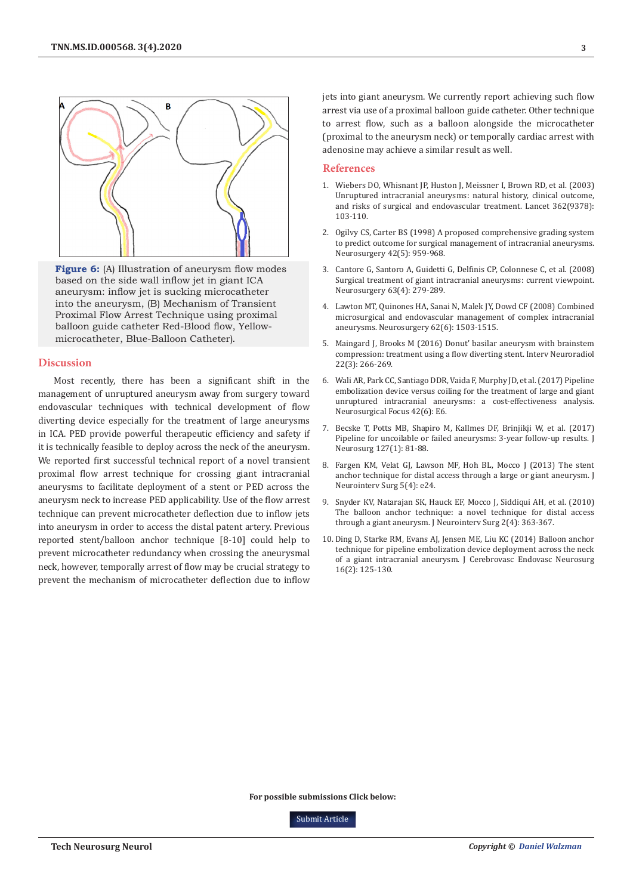A B

**Figure 6:** (A) Illustration of aneurysm flow modes based on the side wall inflow jet in giant ICA aneurysm: inflow jet is sucking microcatheter into the aneurysm, (B) Mechanism of Transient Proximal Flow Arrest Technique using proximal balloon guide catheter Red-Blood flow, Yellow-microcatheter, Blue-Balloon Catheter).

## Discussion

Most recently, there has been a significant shift in the management of unruptured aneurysm away from surgery toward endovascular techniques with technical development of flow diverting device especially for the treatment of large aneurysms in ICA. PED provide powerful therapeutic efficiency and safety if it is technically feasible to deploy across the neck of the aneurysm. We reported first successful technical report of a novel transient proximal flow arrest technique for crossing giant intracranial aneurysms to facilitate deployment of a stent or PED across the aneurysm neck to increase PED applicability. Use of the flow arrest technique can prevent microcatheter deflection due to inflow jets into aneurysm in order to access the distal patent artery. Previous reported stent/balloon anchor technique [8-10] could help to prevent microcatheter redundancy when crossing the aneurysmal neck, however, temporally arrest of flow may be crucial strategy to prevent the mechanism of microcatheter deflection due to inflow jets into giant aneurysm. We currently report achieving such flow arrest via use of a proximal balloon guide catheter. Other technique to arrest flow, such as a balloon alongside the microcatheter (proximal to the aneurysm neck) or temporally cardiac arrest with adenosine may achieve a similar result as well.

## References

1. Wiebers DO, Whisnant JP, Huston J, Meissner I, Brown RD, et al. (2003) Unruptured intracranial aneurysms: natural history, clinical outcome, and risks of surgical and endovascular treatment. Lancet 362(9378): 103-110.
2. Ogilvy CS, Carter BS (1998) A proposed comprehensive grading system to predict outcome for surgical management of intracranial aneurysms. Neurosurgery 42(5): 959-968.
3. Cantore G, Santoro A, Guidetti G, Delfinis CP, Colonnese C, et al. (2008) Surgical treatment of giant intracranial aneurysms: current viewpoint. Neurosurgery 63(4): 279-289.
4. Lawton MT, Quinones HA, Sanai N, Malek JY, Dowd CF (2008) Combined microsurgical and endovascular management of complex intracranial aneurysms. Neurosurgery 62(6): 1503-1515.
5. Maingard J, Brooks M (2016) Donut' basilar aneurysm with brainstem compression: treatment using a flow diverting stent. Interv Neuroradiol 22(3): 266-269.
6. Wali AR, Park CC, Santiago DDR, Vaida F, Murphy JD, et al. (2017) Pipeline embolization device versus coiling for the treatment of large and giant unruptured intracranial aneurysms: a cost-effectiveness analysis. Neurosurgical Focus 42(6): E6.
7. Becske T, Potts MB, Shapiro M, Kallmes DF, Brinjikji W, et al. (2017) Pipeline for uncoilable or failed aneurysms: 3-year follow-up results. J Neurosurg 127(1): 81-88.
8. Fargen KM, Velat GJ, Lawson MF, Hoh BL, Mocco J (2013) The stent anchor technique for distal access through a large or giant aneurysm. J Neurointerv Surg 5(4): e24.
9. Snyder KV, Natarajan SK, Hauck EF, Mocco J, Siddiqui AH, et al. (2010) The balloon anchor technique: a novel technique for distal access through a giant aneurysm. J Neurointerv Surg 2(4): 363-367.
10. Ding D, Starke RM, Evans AJ, Jensen ME, Liu KC (2014) Balloon anchor technique for pipeline embolization device deployment across the neck of a giant intracranial aneurysm. J Cerebrovasc Endovasc Neurosurg 16(2): 125-130.

**For possible submissions Click below:**

Submit Article